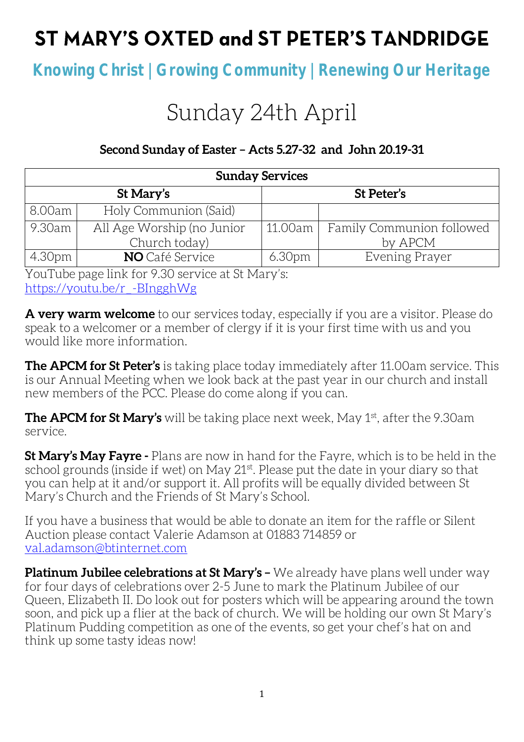# ST MARY'S OXTED and ST PETER'S TANDRIDGE

## Knowing Christ | Growing Community | Renewing Our Heritage

# Sunday 24th April

**Second Sunday of Easter – Acts 5.27-32 and John 20.19-31**

| Sunday Services | | | |
|---|---|---|---|
| **St Mary's** | | **St Peter's** | |
| 8.00am | Holy Communion (Said) | | |
| 9.30am | All Age Worship (no Junior Church today) | 11.00am | Family Communion followed by APCM |
| 4.30pm | **NO** Café Service | 6.30pm | Evening Prayer |

YouTube page link for 9.30 service at St Mary's:
https://youtu.be/r_-BIngghWg

**A very warm welcome** to our services today, especially if you are a visitor. Please do speak to a welcomer or a member of clergy if it is your first time with us and you would like more information.

**The APCM for St Peter's** is taking place today immediately after 11.00am service. This is our Annual Meeting when we look back at the past year in our church and install new members of the PCC. Please do come along if you can.

**The APCM for St Mary's** will be taking place next week, May 1st, after the 9.30am service.

**St Mary's May Fayre -** Plans are now in hand for the Fayre, which is to be held in the school grounds (inside if wet) on May 21st. Please put the date in your diary so that you can help at it and/or support it. All profits will be equally divided between St Mary's Church and the Friends of St Mary's School.

If you have a business that would be able to donate an item for the raffle or Silent Auction please contact Valerie Adamson at 01883 714859 or val.adamson@btinternet.com

**Platinum Jubilee celebrations at St Mary's –** We already have plans well under way for four days of celebrations over 2-5 June to mark the Platinum Jubilee of our Queen, Elizabeth II. Do look out for posters which will be appearing around the town soon, and pick up a flier at the back of church. We will be holding our own St Mary's Platinum Pudding competition as one of the events, so get your chef's hat on and think up some tasty ideas now!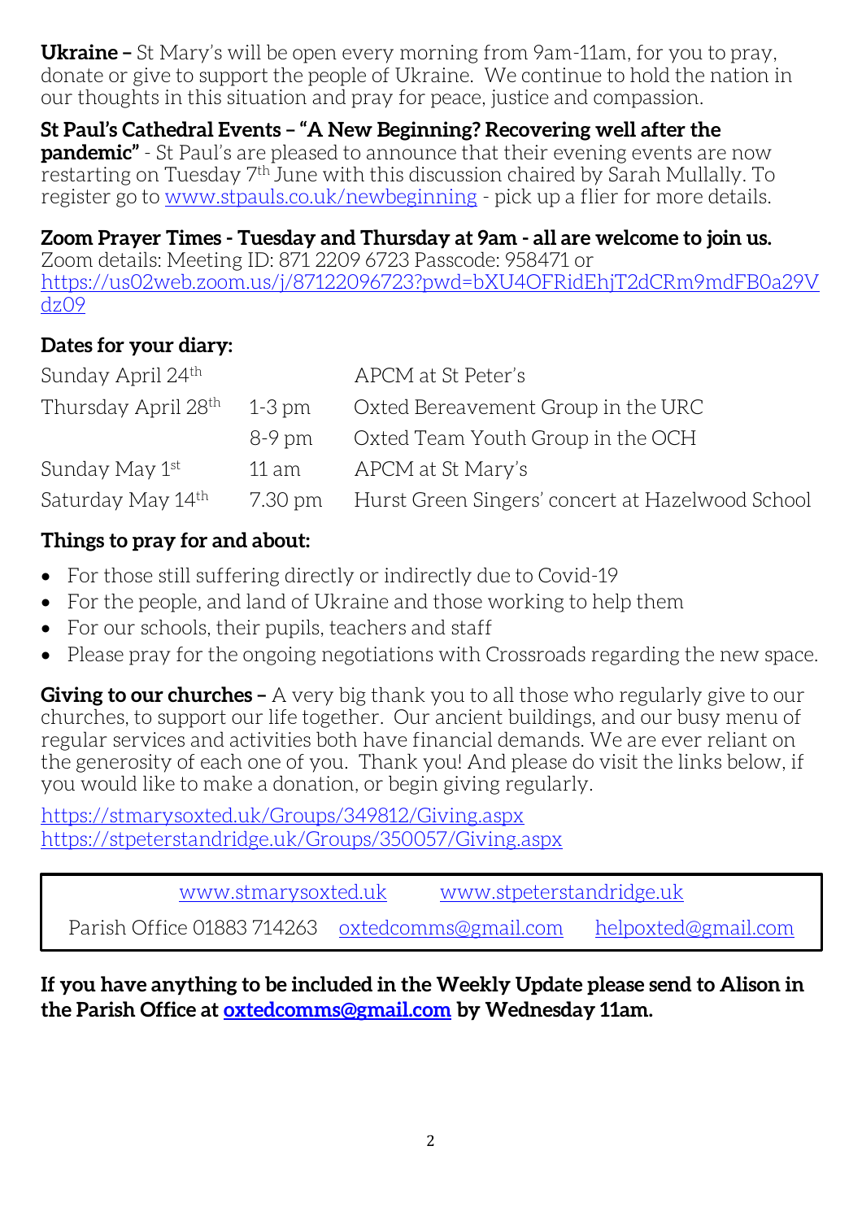**Ukraine –** St Mary's will be open every morning from 9am-11am, for you to pray, donate or give to support the people of Ukraine. We continue to hold the nation in our thoughts in this situation and pray for peace, justice and compassion.

**St Paul's Cathedral Events – "A New Beginning? Recovering well after the pandemic"** - St Paul's are pleased to announce that their evening events are now restarting on Tuesday 7th June with this discussion chaired by Sarah Mullally. To register go to www.stpauls.co.uk/newbeginning - pick up a flier for more details.

**Zoom Prayer Times - Tuesday and Thursday at 9am - all are welcome to join us.**
Zoom details: Meeting ID: 871 2209 6723 Passcode: 958471 or https://us02web.zoom.us/j/87122096723?pwd=bXU4OFRidEhjT2dCRm9mdFB0a29Vdz09

**Dates for your diary:**

| | | |
|---|---|---|
| Sunday April 24th | | APCM at St Peter's |
| Thursday April 28th | 1-3 pm | Oxted Bereavement Group in the URC |
| | 8-9 pm | Oxted Team Youth Group in the OCH |
| Sunday May 1st | 11 am | APCM at St Mary's |
| Saturday May 14th | 7.30 pm | Hurst Green Singers' concert at Hazelwood School |

**Things to pray for and about:**

- For those still suffering directly or indirectly due to Covid-19
- For the people, and land of Ukraine and those working to help them
- For our schools, their pupils, teachers and staff
- Please pray for the ongoing negotiations with Crossroads regarding the new space.

**Giving to our churches –** A very big thank you to all those who regularly give to our churches, to support our life together. Our ancient buildings, and our busy menu of regular services and activities both have financial demands. We are ever reliant on the generosity of each one of you. Thank you! And please do visit the links below, if you would like to make a donation, or begin giving regularly.

https://stmarysoxted.uk/Groups/349812/Giving.aspx
https://stpeterstandridge.uk/Groups/350057/Giving.aspx

www.stmarysoxted.uk www.stpeterstandridge.uk

Parish Office 01883 714263 oxtedcomms@gmail.com helpoxted@gmail.com

**If you have anything to be included in the Weekly Update please send to Alison in the Parish Office at oxtedcomms@gmail.com by Wednesday 11am.**